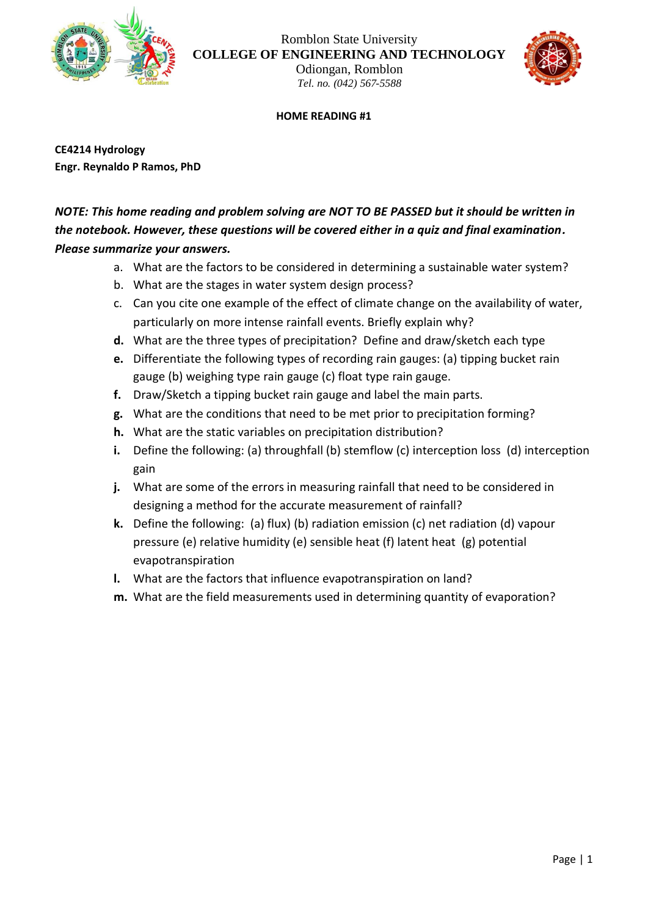Romblon State University
**COLLEGE OF ENGINEERING AND TECHNOLOGY**
Odiongan, Romblon
*Tel. no. (042) 567-5588*

**HOME READING #1**

**CE4214 Hydrology**
**Engr. Reynaldo P Ramos, PhD**

***NOTE: This home reading and problem solving are NOT TO BE PASSED but it should be written in the notebook. However, these questions will be covered either in a quiz and final examination. Please summarize your answers.***

a. What are the factors to be considered in determining a sustainable water system?
b. What are the stages in water system design process?
c. Can you cite one example of the effect of climate change on the availability of water, particularly on more intense rainfall events. Briefly explain why?
**d.** What are the three types of precipitation? Define and draw/sketch each type
**e.** Differentiate the following types of recording rain gauges: (a) tipping bucket rain gauge (b) weighing type rain gauge (c) float type rain gauge.
**f.** Draw/Sketch a tipping bucket rain gauge and label the main parts.
**g.** What are the conditions that need to be met prior to precipitation forming?
**h.** What are the static variables on precipitation distribution?
**i.** Define the following: (a) throughfall (b) stemflow (c) interception loss (d) interception gain
**j.** What are some of the errors in measuring rainfall that need to be considered in designing a method for the accurate measurement of rainfall?
**k.** Define the following: (a) flux) (b) radiation emission (c) net radiation (d) vapour pressure (e) relative humidity (e) sensible heat (f) latent heat (g) potential evapotranspiration
**l.** What are the factors that influence evapotranspiration on land?
**m.** What are the field measurements used in determining quantity of evaporation?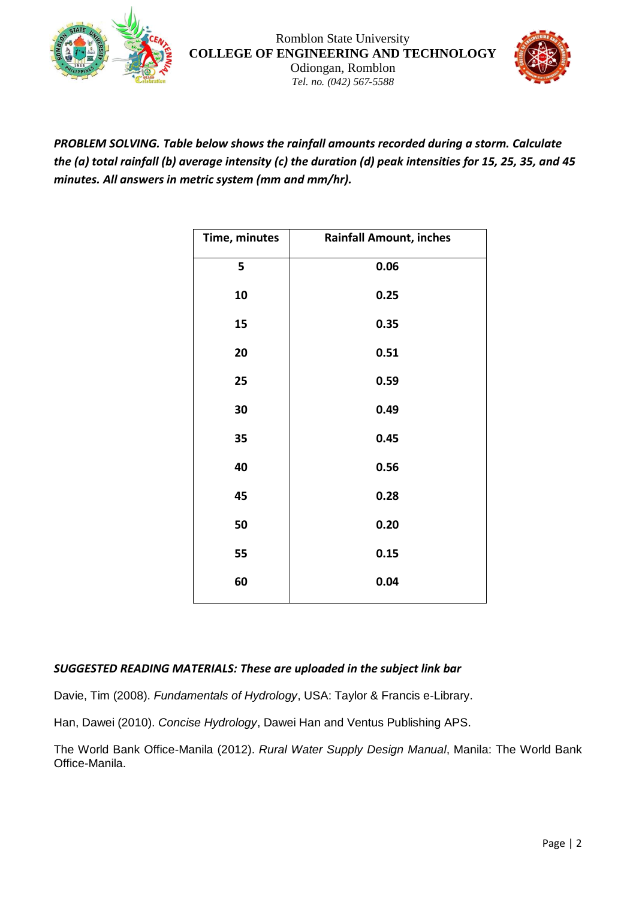Romblon State University
**COLLEGE OF ENGINEERING AND TECHNOLOGY**
Odiongan, Romblon
*Tel. no. (042) 567-5588*

***PROBLEM SOLVING. Table below shows the rainfall amounts recorded during a storm. Calculate the (a) total rainfall (b) average intensity (c) the duration (d) peak intensities for 15, 25, 35, and 45 minutes. All answers in metric system (mm and mm/hr).***

| Time, minutes | Rainfall Amount, inches |
|---|---|
| 5 | 0.06 |
| 10 | 0.25 |
| 15 | 0.35 |
| 20 | 0.51 |
| 25 | 0.59 |
| 30 | 0.49 |
| 35 | 0.45 |
| 40 | 0.56 |
| 45 | 0.28 |
| 50 | 0.20 |
| 55 | 0.15 |
| 60 | 0.04 |

***SUGGESTED READING MATERIALS: These are uploaded in the subject link bar***

Davie, Tim (2008). *Fundamentals of Hydrology*, USA: Taylor & Francis e-Library.

Han, Dawei (2010). *Concise Hydrology*, Dawei Han and Ventus Publishing APS.

The World Bank Office-Manila (2012). *Rural Water Supply Design Manual*, Manila: The World Bank Office-Manila.